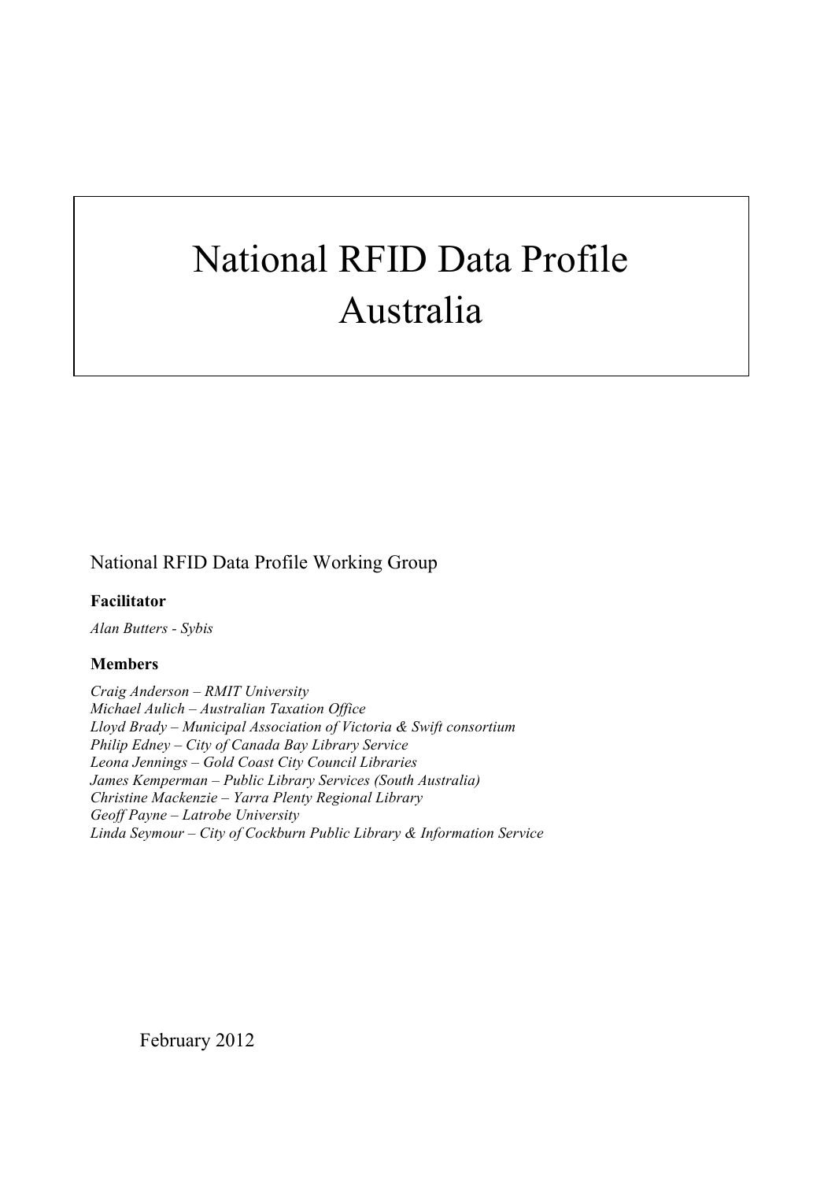# National RFID Data Profile Australia

National RFID Data Profile Working Group

**Facilitator**

*Alan Butters - Sybis*

**Members**

*Craig Anderson – RMIT University*
*Michael Aulich – Australian Taxation Office*
*Lloyd Brady – Municipal Association of Victoria & Swift consortium*
*Philip Edney – City of Canada Bay Library Service*
*Leona Jennings – Gold Coast City Council Libraries*
*James Kemperman – Public Library Services (South Australia)*
*Christine Mackenzie – Yarra Plenty Regional Library*
*Geoff Payne – Latrobe University*
*Linda Seymour – City of Cockburn Public Library & Information Service*

February 2012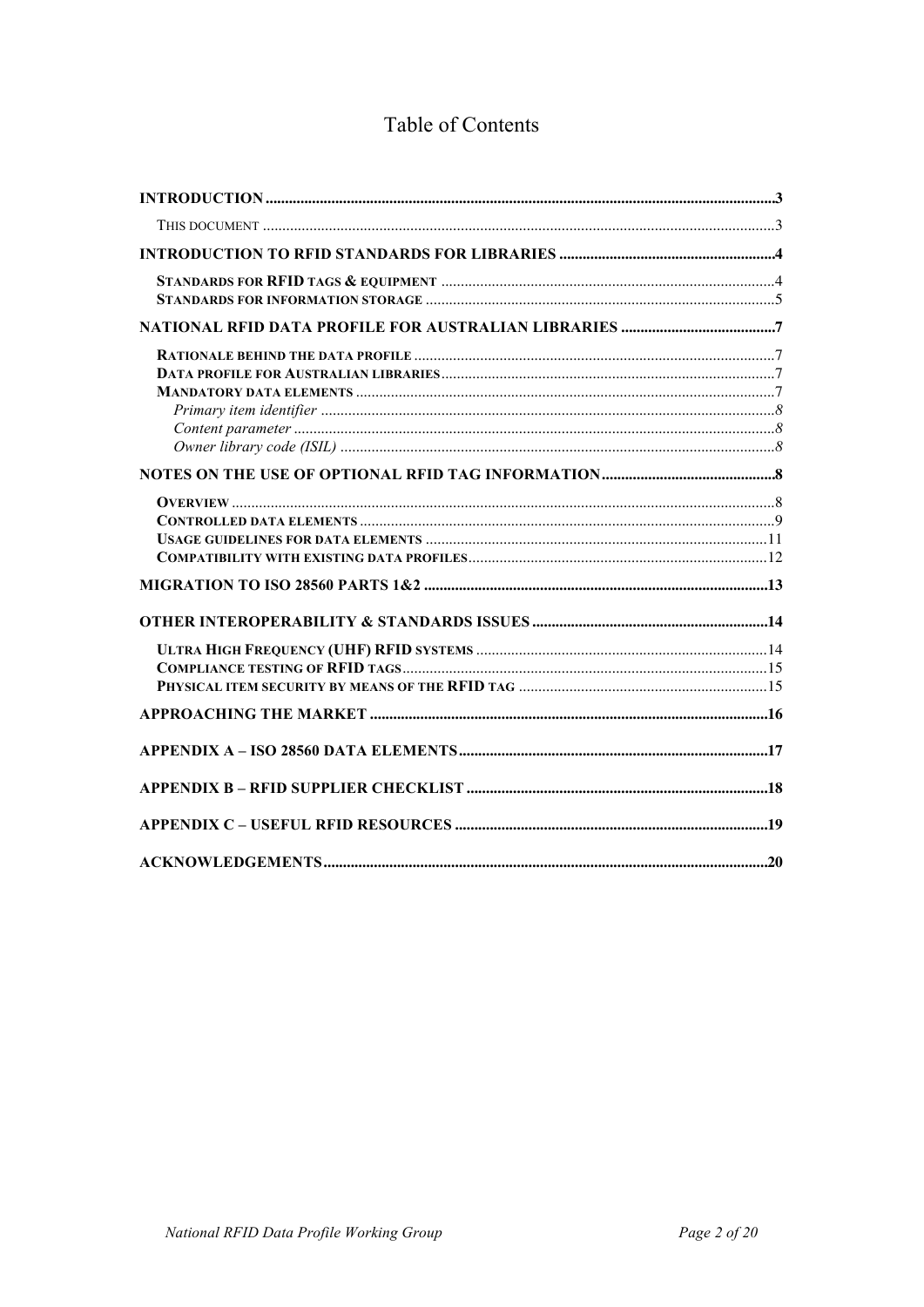# Table of Contents

**INTRODUCTION** .....3

- THIS DOCUMENT .....3

**INTRODUCTION TO RFID STANDARDS FOR LIBRARIES** .....4

- **STANDARDS FOR RFID TAGS & EQUIPMENT** .....4
- **STANDARDS FOR INFORMATION STORAGE** .....5

**NATIONAL RFID DATA PROFILE FOR AUSTRALIAN LIBRARIES** .....7

- **RATIONALE BEHIND THE DATA PROFILE** .....7
- **DATA PROFILE FOR AUSTRALIAN LIBRARIES** .....7
- **MANDATORY DATA ELEMENTS** .....7
  - *Primary item identifier* .....8
  - *Content parameter* .....8
  - *Owner library code (ISIL)* .....8

**NOTES ON THE USE OF OPTIONAL RFID TAG INFORMATION** .....8

- **OVERVIEW** .....8
- **CONTROLLED DATA ELEMENTS** .....9
- **USAGE GUIDELINES FOR DATA ELEMENTS** .....11
- **COMPATIBILITY WITH EXISTING DATA PROFILES** .....12

**MIGRATION TO ISO 28560 PARTS 1&2** .....13

**OTHER INTEROPERABILITY & STANDARDS ISSUES** .....14

- **ULTRA HIGH FREQUENCY (UHF) RFID SYSTEMS** .....14
- **COMPLIANCE TESTING OF RFID TAGS** .....15
- **PHYSICAL ITEM SECURITY BY MEANS OF THE RFID TAG** .....15

**APPROACHING THE MARKET** .....16

**APPENDIX A – ISO 28560 DATA ELEMENTS** .....17

**APPENDIX B – RFID SUPPLIER CHECKLIST** .....18

**APPENDIX C – USEFUL RFID RESOURCES** .....19

**ACKNOWLEDGEMENTS** .....20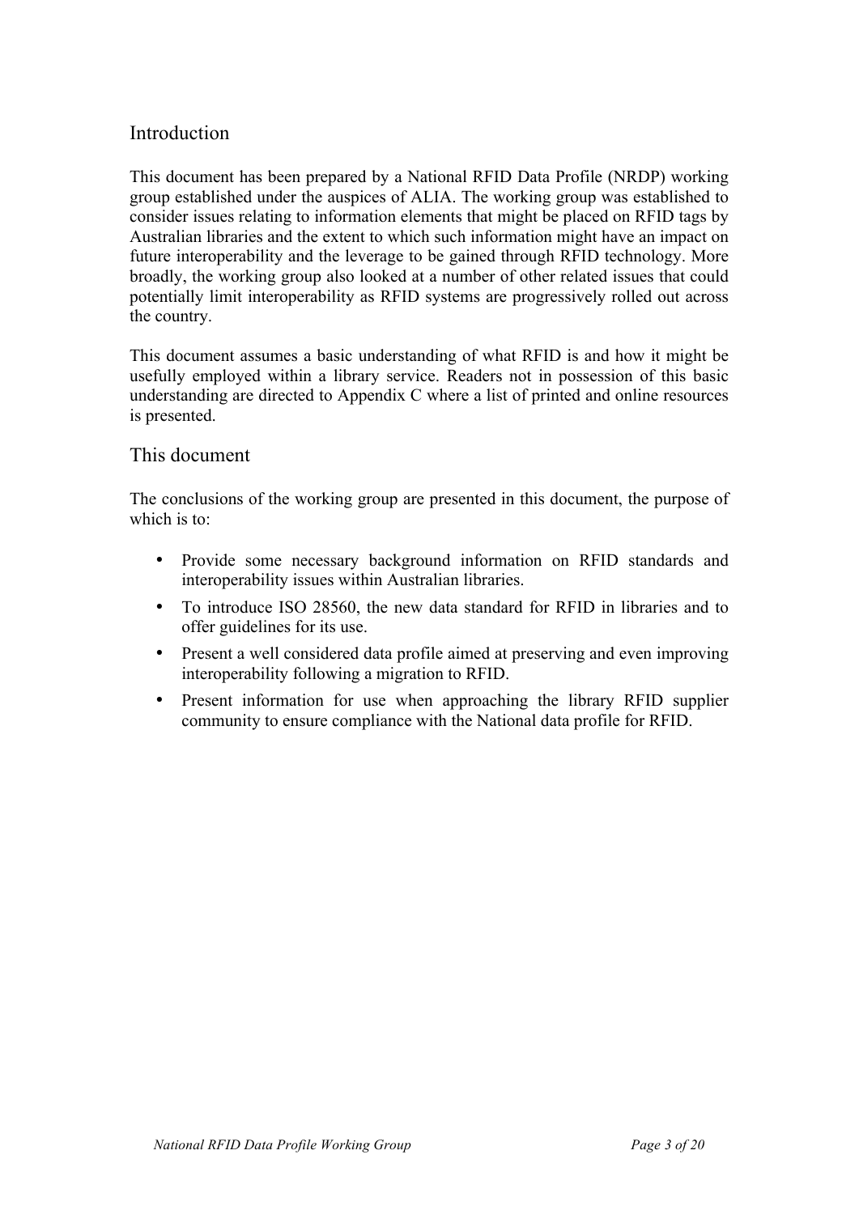## Introduction

This document has been prepared by a National RFID Data Profile (NRDP) working group established under the auspices of ALIA. The working group was established to consider issues relating to information elements that might be placed on RFID tags by Australian libraries and the extent to which such information might have an impact on future interoperability and the leverage to be gained through RFID technology. More broadly, the working group also looked at a number of other related issues that could potentially limit interoperability as RFID systems are progressively rolled out across the country.

This document assumes a basic understanding of what RFID is and how it might be usefully employed within a library service. Readers not in possession of this basic understanding are directed to Appendix C where a list of printed and online resources is presented.

## This document

The conclusions of the working group are presented in this document, the purpose of which is to:

- Provide some necessary background information on RFID standards and interoperability issues within Australian libraries.
- To introduce ISO 28560, the new data standard for RFID in libraries and to offer guidelines for its use.
- Present a well considered data profile aimed at preserving and even improving interoperability following a migration to RFID.
- Present information for use when approaching the library RFID supplier community to ensure compliance with the National data profile for RFID.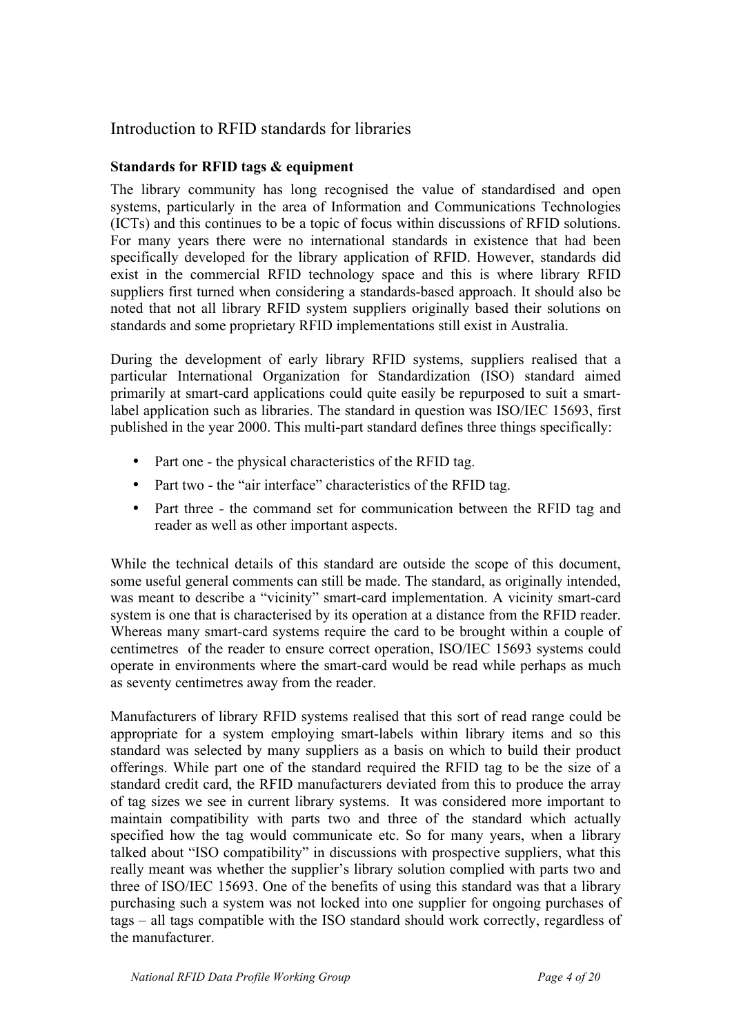## Introduction to RFID standards for libraries

### Standards for RFID tags & equipment

The library community has long recognised the value of standardised and open systems, particularly in the area of Information and Communications Technologies (ICTs) and this continues to be a topic of focus within discussions of RFID solutions. For many years there were no international standards in existence that had been specifically developed for the library application of RFID. However, standards did exist in the commercial RFID technology space and this is where library RFID suppliers first turned when considering a standards-based approach. It should also be noted that not all library RFID system suppliers originally based their solutions on standards and some proprietary RFID implementations still exist in Australia.

During the development of early library RFID systems, suppliers realised that a particular International Organization for Standardization (ISO) standard aimed primarily at smart-card applications could quite easily be repurposed to suit a smart-label application such as libraries. The standard in question was ISO/IEC 15693, first published in the year 2000. This multi-part standard defines three things specifically:

- Part one - the physical characteristics of the RFID tag.
- Part two - the “air interface” characteristics of the RFID tag.
- Part three - the command set for communication between the RFID tag and reader as well as other important aspects.

While the technical details of this standard are outside the scope of this document, some useful general comments can still be made. The standard, as originally intended, was meant to describe a “vicinity” smart-card implementation. A vicinity smart-card system is one that is characterised by its operation at a distance from the RFID reader. Whereas many smart-card systems require the card to be brought within a couple of centimetres of the reader to ensure correct operation, ISO/IEC 15693 systems could operate in environments where the smart-card would be read while perhaps as much as seventy centimetres away from the reader.

Manufacturers of library RFID systems realised that this sort of read range could be appropriate for a system employing smart-labels within library items and so this standard was selected by many suppliers as a basis on which to build their product offerings. While part one of the standard required the RFID tag to be the size of a standard credit card, the RFID manufacturers deviated from this to produce the array of tag sizes we see in current library systems. It was considered more important to maintain compatibility with parts two and three of the standard which actually specified how the tag would communicate etc. So for many years, when a library talked about “ISO compatibility” in discussions with prospective suppliers, what this really meant was whether the supplier’s library solution complied with parts two and three of ISO/IEC 15693. One of the benefits of using this standard was that a library purchasing such a system was not locked into one supplier for ongoing purchases of tags – all tags compatible with the ISO standard should work correctly, regardless of the manufacturer.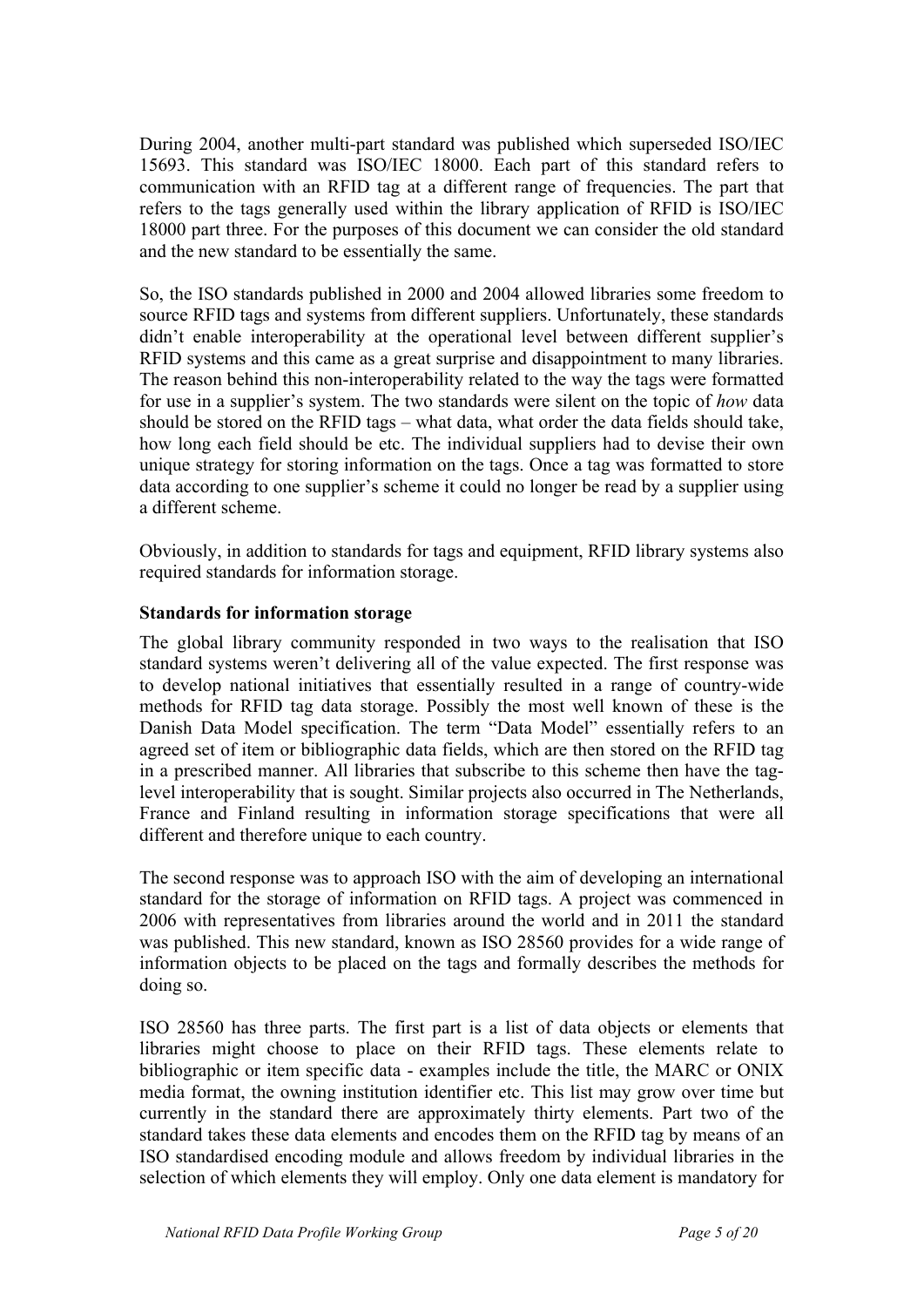During 2004, another multi-part standard was published which superseded ISO/IEC 15693. This standard was ISO/IEC 18000. Each part of this standard refers to communication with an RFID tag at a different range of frequencies. The part that refers to the tags generally used within the library application of RFID is ISO/IEC 18000 part three. For the purposes of this document we can consider the old standard and the new standard to be essentially the same.

So, the ISO standards published in 2000 and 2004 allowed libraries some freedom to source RFID tags and systems from different suppliers. Unfortunately, these standards didn't enable interoperability at the operational level between different supplier's RFID systems and this came as a great surprise and disappointment to many libraries. The reason behind this non-interoperability related to the way the tags were formatted for use in a supplier's system. The two standards were silent on the topic of *how* data should be stored on the RFID tags – what data, what order the data fields should take, how long each field should be etc. The individual suppliers had to devise their own unique strategy for storing information on the tags. Once a tag was formatted to store data according to one supplier's scheme it could no longer be read by a supplier using a different scheme.

Obviously, in addition to standards for tags and equipment, RFID library systems also required standards for information storage.

### Standards for information storage

The global library community responded in two ways to the realisation that ISO standard systems weren't delivering all of the value expected. The first response was to develop national initiatives that essentially resulted in a range of country-wide methods for RFID tag data storage. Possibly the most well known of these is the Danish Data Model specification. The term "Data Model" essentially refers to an agreed set of item or bibliographic data fields, which are then stored on the RFID tag in a prescribed manner. All libraries that subscribe to this scheme then have the tag-level interoperability that is sought. Similar projects also occurred in The Netherlands, France and Finland resulting in information storage specifications that were all different and therefore unique to each country.

The second response was to approach ISO with the aim of developing an international standard for the storage of information on RFID tags. A project was commenced in 2006 with representatives from libraries around the world and in 2011 the standard was published. This new standard, known as ISO 28560 provides for a wide range of information objects to be placed on the tags and formally describes the methods for doing so.

ISO 28560 has three parts. The first part is a list of data objects or elements that libraries might choose to place on their RFID tags. These elements relate to bibliographic or item specific data - examples include the title, the MARC or ONIX media format, the owning institution identifier etc. This list may grow over time but currently in the standard there are approximately thirty elements. Part two of the standard takes these data elements and encodes them on the RFID tag by means of an ISO standardised encoding module and allows freedom by individual libraries in the selection of which elements they will employ. Only one data element is mandatory for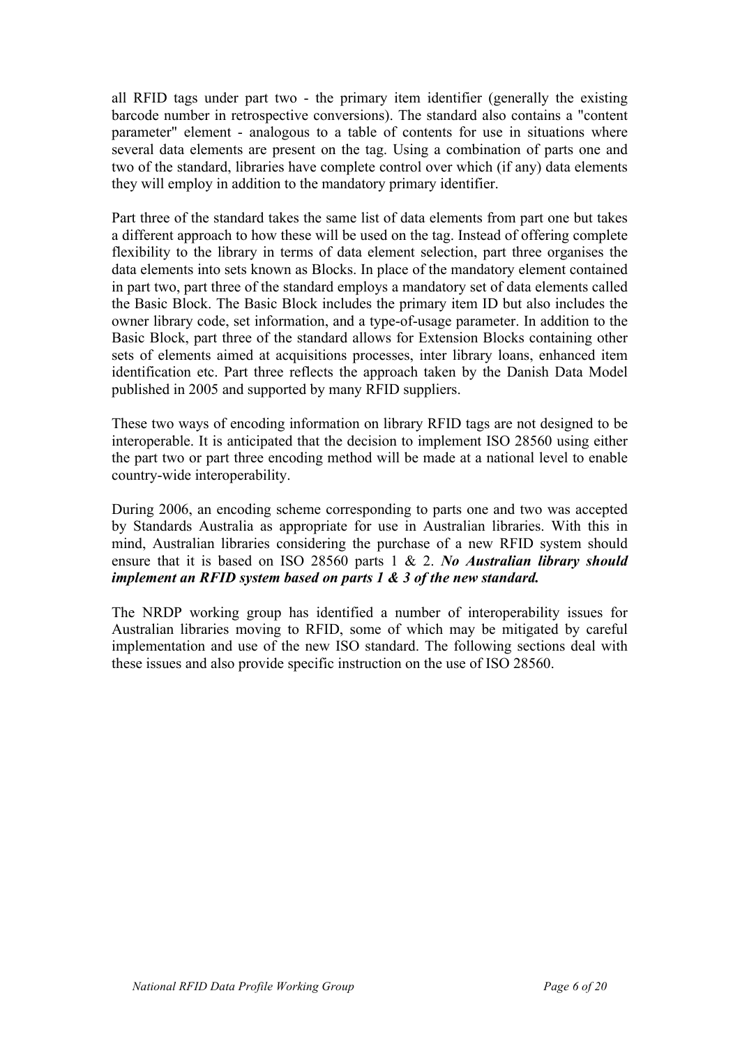all RFID tags under part two - the primary item identifier (generally the existing barcode number in retrospective conversions). The standard also contains a "content parameter" element - analogous to a table of contents for use in situations where several data elements are present on the tag. Using a combination of parts one and two of the standard, libraries have complete control over which (if any) data elements they will employ in addition to the mandatory primary identifier.

Part three of the standard takes the same list of data elements from part one but takes a different approach to how these will be used on the tag. Instead of offering complete flexibility to the library in terms of data element selection, part three organises the data elements into sets known as Blocks. In place of the mandatory element contained in part two, part three of the standard employs a mandatory set of data elements called the Basic Block. The Basic Block includes the primary item ID but also includes the owner library code, set information, and a type-of-usage parameter. In addition to the Basic Block, part three of the standard allows for Extension Blocks containing other sets of elements aimed at acquisitions processes, inter library loans, enhanced item identification etc. Part three reflects the approach taken by the Danish Data Model published in 2005 and supported by many RFID suppliers.

These two ways of encoding information on library RFID tags are not designed to be interoperable. It is anticipated that the decision to implement ISO 28560 using either the part two or part three encoding method will be made at a national level to enable country-wide interoperability.

During 2006, an encoding scheme corresponding to parts one and two was accepted by Standards Australia as appropriate for use in Australian libraries. With this in mind, Australian libraries considering the purchase of a new RFID system should ensure that it is based on ISO 28560 parts 1 & 2. ***No Australian library should implement an RFID system based on parts 1 & 3 of the new standard.***

The NRDP working group has identified a number of interoperability issues for Australian libraries moving to RFID, some of which may be mitigated by careful implementation and use of the new ISO standard. The following sections deal with these issues and also provide specific instruction on the use of ISO 28560.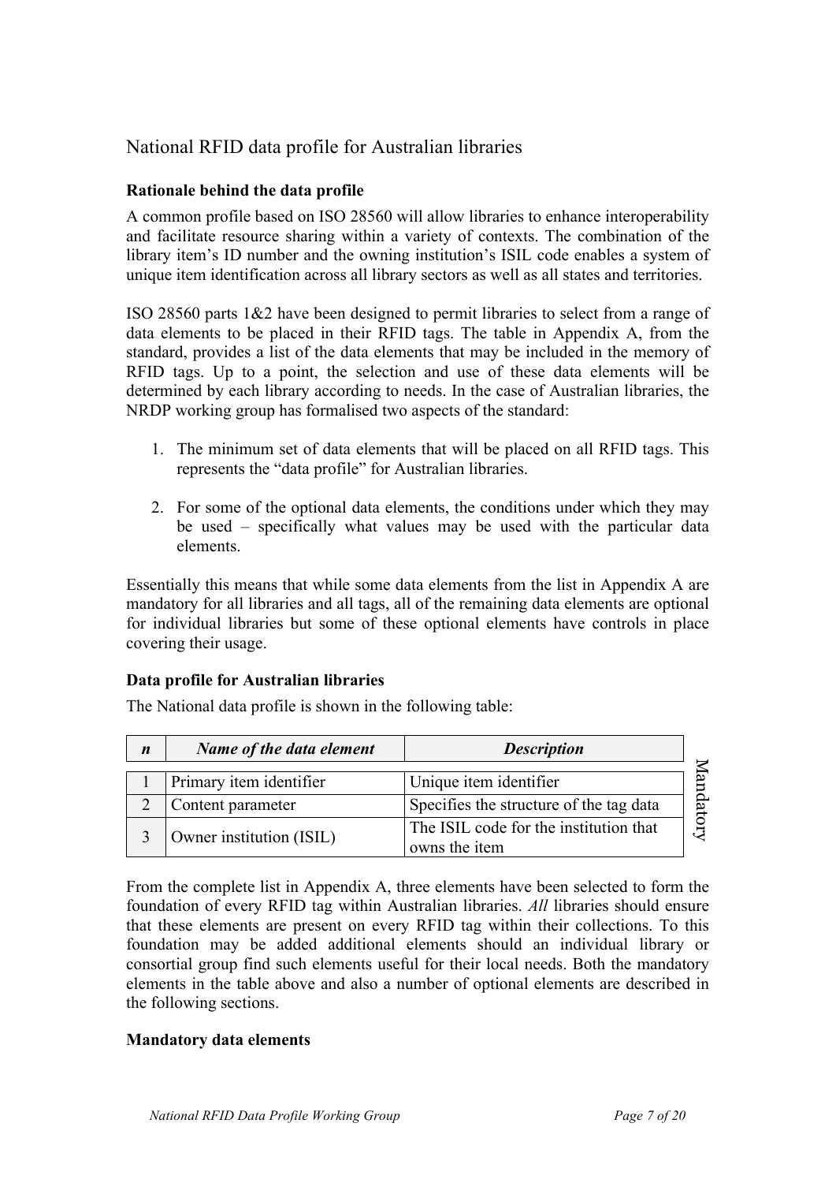## National RFID data profile for Australian libraries

**Rationale behind the data profile**

A common profile based on ISO 28560 will allow libraries to enhance interoperability and facilitate resource sharing within a variety of contexts. The combination of the library item's ID number and the owning institution's ISIL code enables a system of unique item identification across all library sectors as well as all states and territories.

ISO 28560 parts 1&2 have been designed to permit libraries to select from a range of data elements to be placed in their RFID tags. The table in Appendix A, from the standard, provides a list of the data elements that may be included in the memory of RFID tags. Up to a point, the selection and use of these data elements will be determined by each library according to needs. In the case of Australian libraries, the NRDP working group has formalised two aspects of the standard:

1. The minimum set of data elements that will be placed on all RFID tags. This represents the "data profile" for Australian libraries.

2. For some of the optional data elements, the conditions under which they may be used – specifically what values may be used with the particular data elements.

Essentially this means that while some data elements from the list in Appendix A are mandatory for all libraries and all tags, all of the remaining data elements are optional for individual libraries but some of these optional elements have controls in place covering their usage.

**Data profile for Australian libraries**

The National data profile is shown in the following table:

| *n* | *Name of the data element* | *Description* | |
|---|---|---|---|
| 1 | Primary item identifier | Unique item identifier | Mandatory |
| 2 | Content parameter | Specifies the structure of the tag data | Mandatory |
| 3 | Owner institution (ISIL) | The ISIL code for the institution that owns the item | Mandatory |

From the complete list in Appendix A, three elements have been selected to form the foundation of every RFID tag within Australian libraries. *All* libraries should ensure that these elements are present on every RFID tag within their collections. To this foundation may be added additional elements should an individual library or consortial group find such elements useful for their local needs. Both the mandatory elements in the table above and also a number of optional elements are described in the following sections.

**Mandatory data elements**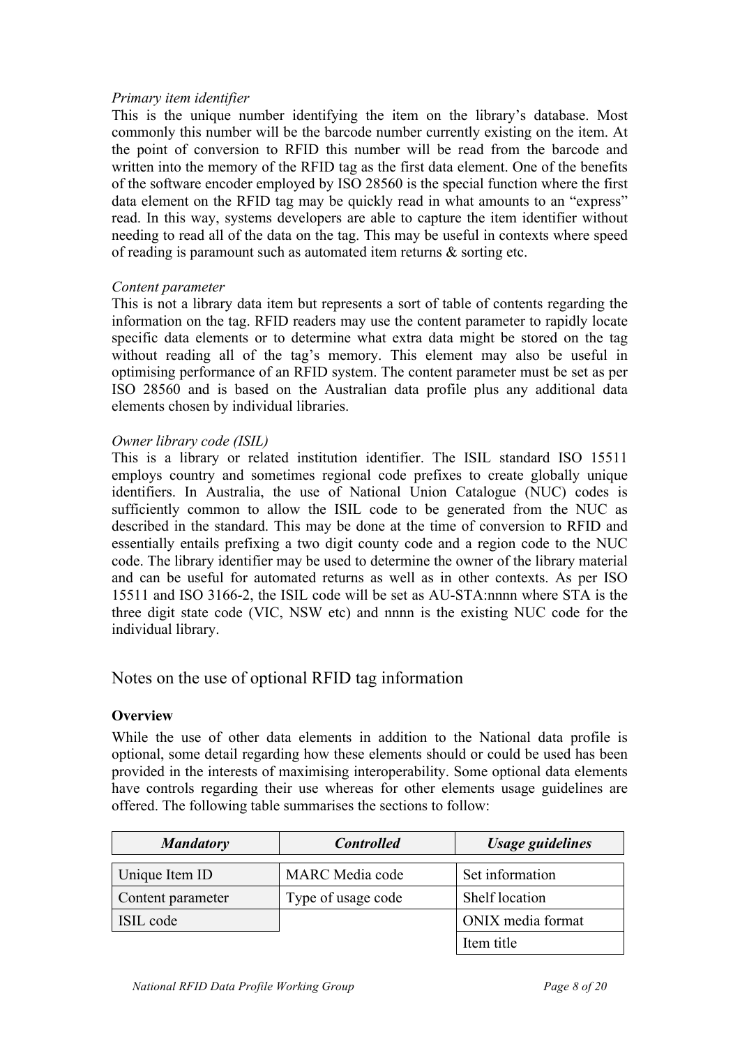*Primary item identifier*

This is the unique number identifying the item on the library's database. Most commonly this number will be the barcode number currently existing on the item. At the point of conversion to RFID this number will be read from the barcode and written into the memory of the RFID tag as the first data element. One of the benefits of the software encoder employed by ISO 28560 is the special function where the first data element on the RFID tag may be quickly read in what amounts to an "express" read. In this way, systems developers are able to capture the item identifier without needing to read all of the data on the tag. This may be useful in contexts where speed of reading is paramount such as automated item returns & sorting etc.

*Content parameter*

This is not a library data item but represents a sort of table of contents regarding the information on the tag. RFID readers may use the content parameter to rapidly locate specific data elements or to determine what extra data might be stored on the tag without reading all of the tag's memory. This element may also be useful in optimising performance of an RFID system. The content parameter must be set as per ISO 28560 and is based on the Australian data profile plus any additional data elements chosen by individual libraries.

*Owner library code (ISIL)*

This is a library or related institution identifier. The ISIL standard ISO 15511 employs country and sometimes regional code prefixes to create globally unique identifiers. In Australia, the use of National Union Catalogue (NUC) codes is sufficiently common to allow the ISIL code to be generated from the NUC as described in the standard. This may be done at the time of conversion to RFID and essentially entails prefixing a two digit county code and a region code to the NUC code. The library identifier may be used to determine the owner of the library material and can be useful for automated returns as well as in other contexts. As per ISO 15511 and ISO 3166-2, the ISIL code will be set as AU-STA:nnnn where STA is the three digit state code (VIC, NSW etc) and nnnn is the existing NUC code for the individual library.

## Notes on the use of optional RFID tag information

**Overview**

While the use of other data elements in addition to the National data profile is optional, some detail regarding how these elements should or could be used has been provided in the interests of maximising interoperability. Some optional data elements have controls regarding their use whereas for other elements usage guidelines are offered. The following table summarises the sections to follow:

| ***Mandatory*** | ***Controlled*** | ***Usage guidelines*** |
|---|---|---|
| Unique Item ID | MARC Media code | Set information |
| Content parameter | Type of usage code | Shelf location |
| ISIL code | | ONIX media format |
| | | Item title |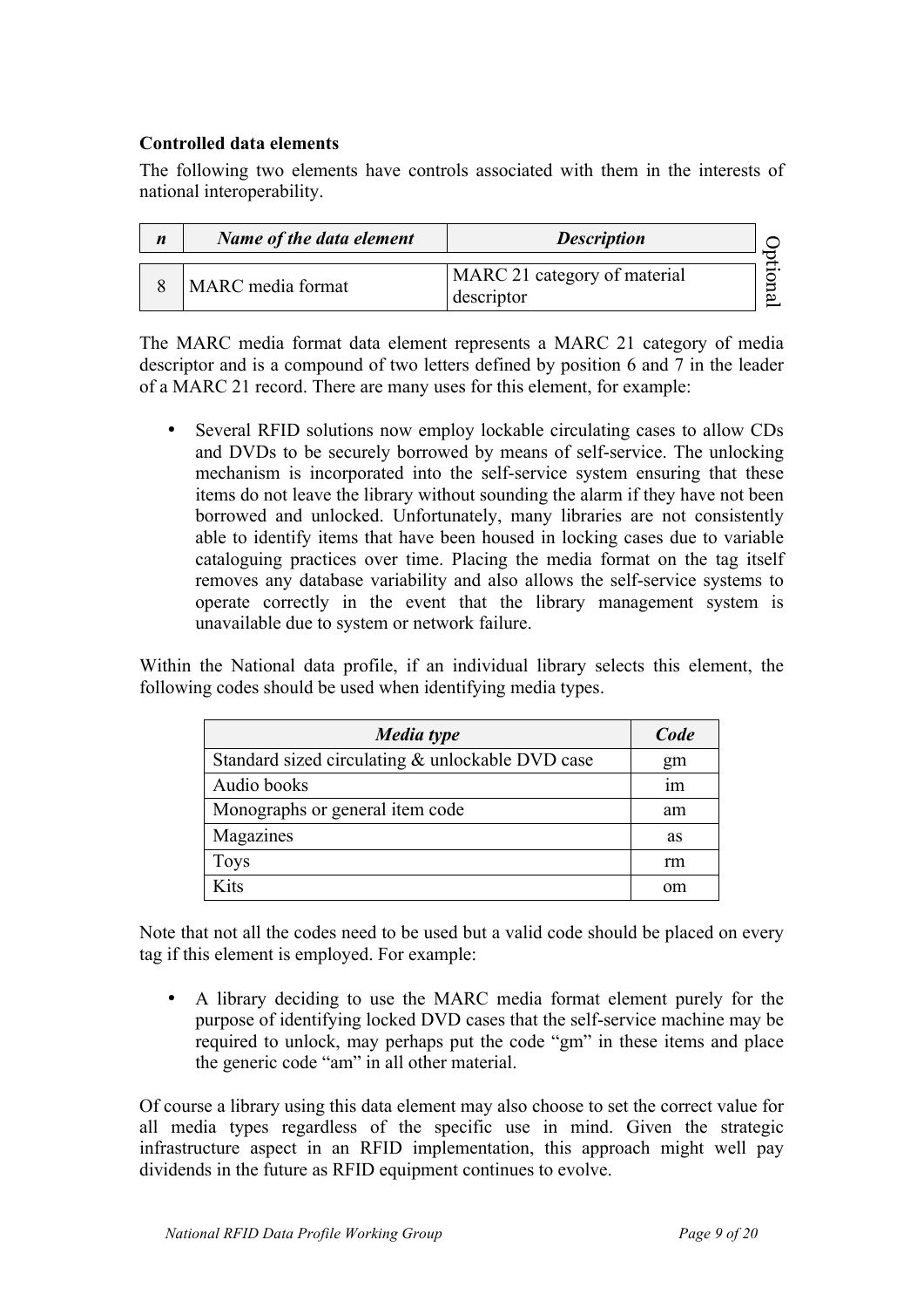**Controlled data elements**

The following two elements have controls associated with them in the interests of national interoperability.

| *n* | *Name of the data element* | *Description* | |
|---|---|---|---|
| 8 | MARC media format | MARC 21 category of material descriptor | Optional |

The MARC media format data element represents a MARC 21 category of media descriptor and is a compound of two letters defined by position 6 and 7 in the leader of a MARC 21 record. There are many uses for this element, for example:

- Several RFID solutions now employ lockable circulating cases to allow CDs and DVDs to be securely borrowed by means of self-service. The unlocking mechanism is incorporated into the self-service system ensuring that these items do not leave the library without sounding the alarm if they have not been borrowed and unlocked. Unfortunately, many libraries are not consistently able to identify items that have been housed in locking cases due to variable cataloguing practices over time. Placing the media format on the tag itself removes any database variability and also allows the self-service systems to operate correctly in the event that the library management system is unavailable due to system or network failure.

Within the National data profile, if an individual library selects this element, the following codes should be used when identifying media types.

| *Media type* | *Code* |
|---|---|
| Standard sized circulating & unlockable DVD case | gm |
| Audio books | im |
| Monographs or general item code | am |
| Magazines | as |
| Toys | rm |
| Kits | om |

Note that not all the codes need to be used but a valid code should be placed on every tag if this element is employed. For example:

- A library deciding to use the MARC media format element purely for the purpose of identifying locked DVD cases that the self-service machine may be required to unlock, may perhaps put the code "gm" in these items and place the generic code "am" in all other material.

Of course a library using this data element may also choose to set the correct value for all media types regardless of the specific use in mind. Given the strategic infrastructure aspect in an RFID implementation, this approach might well pay dividends in the future as RFID equipment continues to evolve.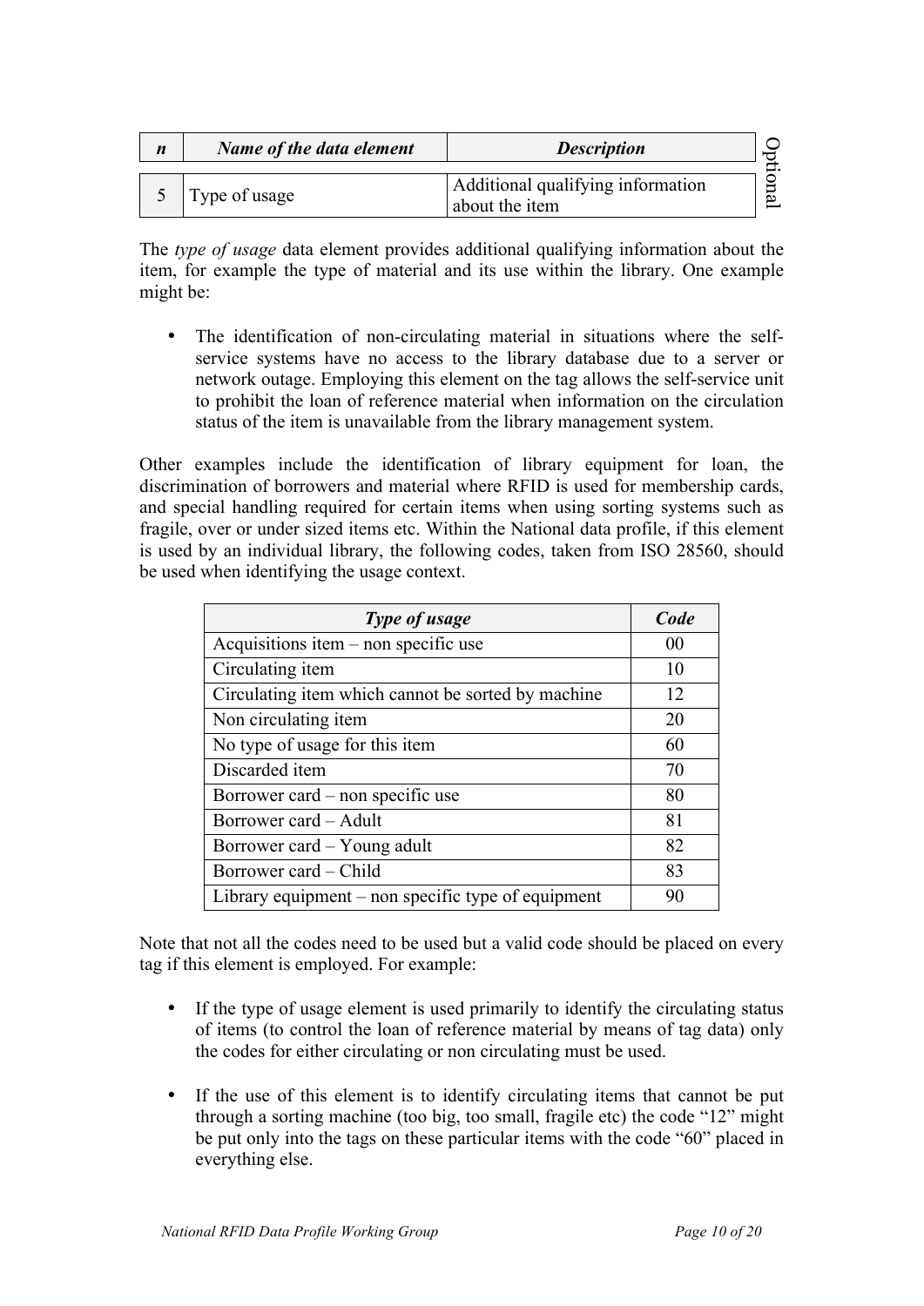| *n* | *Name of the data element* | *Description* | Optional |
|---|---|---|---|
| 5 | Type of usage | Additional qualifying information about the item | |

The *type of usage* data element provides additional qualifying information about the item, for example the type of material and its use within the library. One example might be:

- The identification of non-circulating material in situations where the self-service systems have no access to the library database due to a server or network outage. Employing this element on the tag allows the self-service unit to prohibit the loan of reference material when information on the circulation status of the item is unavailable from the library management system.

Other examples include the identification of library equipment for loan, the discrimination of borrowers and material where RFID is used for membership cards, and special handling required for certain items when using sorting systems such as fragile, over or under sized items etc. Within the National data profile, if this element is used by an individual library, the following codes, taken from ISO 28560, should be used when identifying the usage context.

| *Type of usage* | *Code* |
|---|---|
| Acquisitions item – non specific use | 00 |
| Circulating item | 10 |
| Circulating item which cannot be sorted by machine | 12 |
| Non circulating item | 20 |
| No type of usage for this item | 60 |
| Discarded item | 70 |
| Borrower card – non specific use | 80 |
| Borrower card – Adult | 81 |
| Borrower card – Young adult | 82 |
| Borrower card – Child | 83 |
| Library equipment – non specific type of equipment | 90 |

Note that not all the codes need to be used but a valid code should be placed on every tag if this element is employed. For example:

- If the type of usage element is used primarily to identify the circulating status of items (to control the loan of reference material by means of tag data) only the codes for either circulating or non circulating must be used.

- If the use of this element is to identify circulating items that cannot be put through a sorting machine (too big, too small, fragile etc) the code "12" might be put only into the tags on these particular items with the code "60" placed in everything else.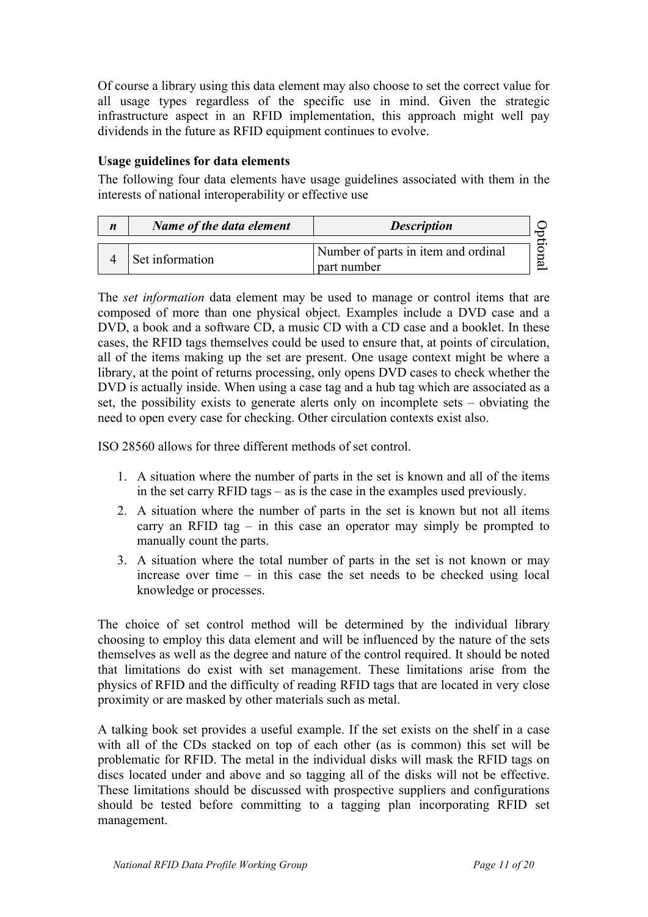Of course a library using this data element may also choose to set the correct value for all usage types regardless of the specific use in mind. Given the strategic infrastructure aspect in an RFID implementation, this approach might well pay dividends in the future as RFID equipment continues to evolve.

**Usage guidelines for data elements**

The following four data elements have usage guidelines associated with them in the interests of national interoperability or effective use

| *n* | *Name of the data element* | *Description* | |
|---|---|---|---|
| 4 | Set information | Number of parts in item and ordinal part number | Optional |

The *set information* data element may be used to manage or control items that are composed of more than one physical object. Examples include a DVD case and a DVD, a book and a software CD, a music CD with a CD case and a booklet. In these cases, the RFID tags themselves could be used to ensure that, at points of circulation, all of the items making up the set are present. One usage context might be where a library, at the point of returns processing, only opens DVD cases to check whether the DVD is actually inside. When using a case tag and a hub tag which are associated as a set, the possibility exists to generate alerts only on incomplete sets – obviating the need to open every case for checking. Other circulation contexts exist also.

ISO 28560 allows for three different methods of set control.

1. A situation where the number of parts in the set is known and all of the items in the set carry RFID tags – as is the case in the examples used previously.
2. A situation where the number of parts in the set is known but not all items carry an RFID tag – in this case an operator may simply be prompted to manually count the parts.
3. A situation where the total number of parts in the set is not known or may increase over time – in this case the set needs to be checked using local knowledge or processes.

The choice of set control method will be determined by the individual library choosing to employ this data element and will be influenced by the nature of the sets themselves as well as the degree and nature of the control required. It should be noted that limitations do exist with set management. These limitations arise from the physics of RFID and the difficulty of reading RFID tags that are located in very close proximity or are masked by other materials such as metal.

A talking book set provides a useful example. If the set exists on the shelf in a case with all of the CDs stacked on top of each other (as is common) this set will be problematic for RFID. The metal in the individual disks will mask the RFID tags on discs located under and above and so tagging all of the disks will not be effective. These limitations should be discussed with prospective suppliers and configurations should be tested before committing to a tagging plan incorporating RFID set management.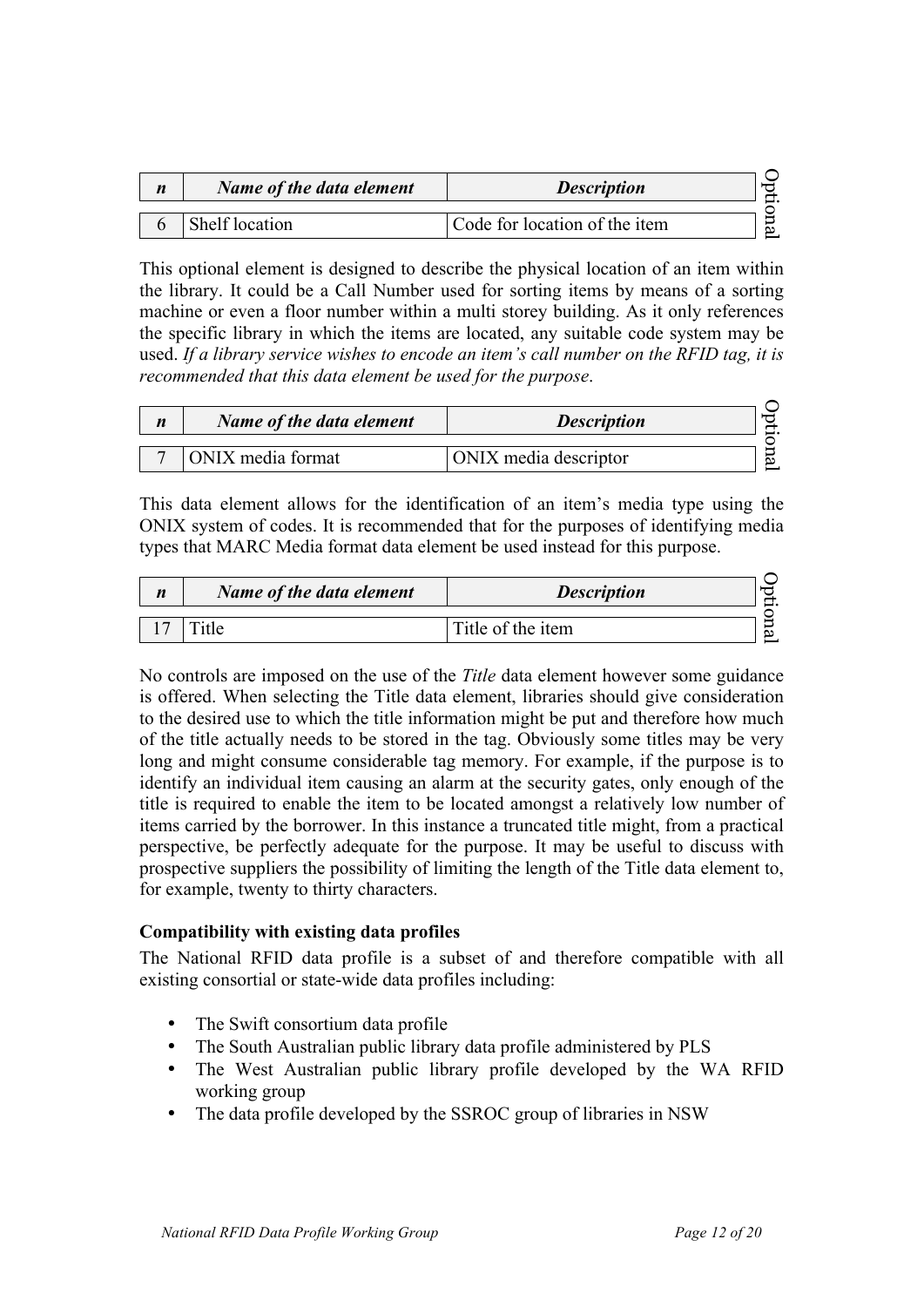| *n* | *Name of the data element* | *Description* | Optional |
|---|---|---|---|
| 6 | Shelf location | Code for location of the item | |

This optional element is designed to describe the physical location of an item within the library. It could be a Call Number used for sorting items by means of a sorting machine or even a floor number within a multi storey building. As it only references the specific library in which the items are located, any suitable code system may be used. *If a library service wishes to encode an item's call number on the RFID tag, it is recommended that this data element be used for the purpose*.

| *n* | *Name of the data element* | *Description* | Optional |
|---|---|---|---|
| 7 | ONIX media format | ONIX media descriptor | |

This data element allows for the identification of an item's media type using the ONIX system of codes. It is recommended that for the purposes of identifying media types that MARC Media format data element be used instead for this purpose.

| *n* | *Name of the data element* | *Description* | Optional |
|---|---|---|---|
| 17 | Title | Title of the item | |

No controls are imposed on the use of the *Title* data element however some guidance is offered. When selecting the Title data element, libraries should give consideration to the desired use to which the title information might be put and therefore how much of the title actually needs to be stored in the tag. Obviously some titles may be very long and might consume considerable tag memory. For example, if the purpose is to identify an individual item causing an alarm at the security gates, only enough of the title is required to enable the item to be located amongst a relatively low number of items carried by the borrower. In this instance a truncated title might, from a practical perspective, be perfectly adequate for the purpose. It may be useful to discuss with prospective suppliers the possibility of limiting the length of the Title data element to, for example, twenty to thirty characters.

**Compatibility with existing data profiles**

The National RFID data profile is a subset of and therefore compatible with all existing consortial or state-wide data profiles including:

- The Swift consortium data profile
- The South Australian public library data profile administered by PLS
- The West Australian public library profile developed by the WA RFID working group
- The data profile developed by the SSROC group of libraries in NSW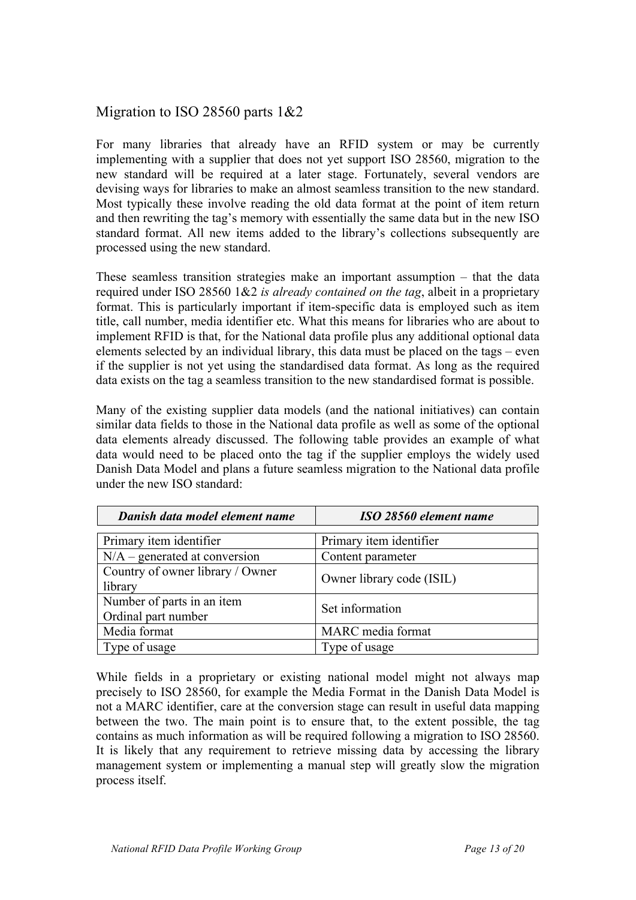## Migration to ISO 28560 parts 1&2

For many libraries that already have an RFID system or may be currently implementing with a supplier that does not yet support ISO 28560, migration to the new standard will be required at a later stage. Fortunately, several vendors are devising ways for libraries to make an almost seamless transition to the new standard. Most typically these involve reading the old data format at the point of item return and then rewriting the tag's memory with essentially the same data but in the new ISO standard format. All new items added to the library's collections subsequently are processed using the new standard.

These seamless transition strategies make an important assumption – that the data required under ISO 28560 1&2 *is already contained on the tag*, albeit in a proprietary format. This is particularly important if item-specific data is employed such as item title, call number, media identifier etc. What this means for libraries who are about to implement RFID is that, for the National data profile plus any additional optional data elements selected by an individual library, this data must be placed on the tags – even if the supplier is not yet using the standardised data format. As long as the required data exists on the tag a seamless transition to the new standardised format is possible.

Many of the existing supplier data models (and the national initiatives) can contain similar data fields to those in the National data profile as well as some of the optional data elements already discussed. The following table provides an example of what data would need to be placed onto the tag if the supplier employs the widely used Danish Data Model and plans a future seamless migration to the National data profile under the new ISO standard:

| ***Danish data model element name*** | ***ISO 28560 element name*** |
|---|---|
| Primary item identifier | Primary item identifier |
| N/A – generated at conversion | Content parameter |
| Country of owner library / Owner library | Owner library code (ISIL) |
| Number of parts in an item<br>Ordinal part number | Set information |
| Media format | MARC media format |
| Type of usage | Type of usage |

While fields in a proprietary or existing national model might not always map precisely to ISO 28560, for example the Media Format in the Danish Data Model is not a MARC identifier, care at the conversion stage can result in useful data mapping between the two. The main point is to ensure that, to the extent possible, the tag contains as much information as will be required following a migration to ISO 28560. It is likely that any requirement to retrieve missing data by accessing the library management system or implementing a manual step will greatly slow the migration process itself.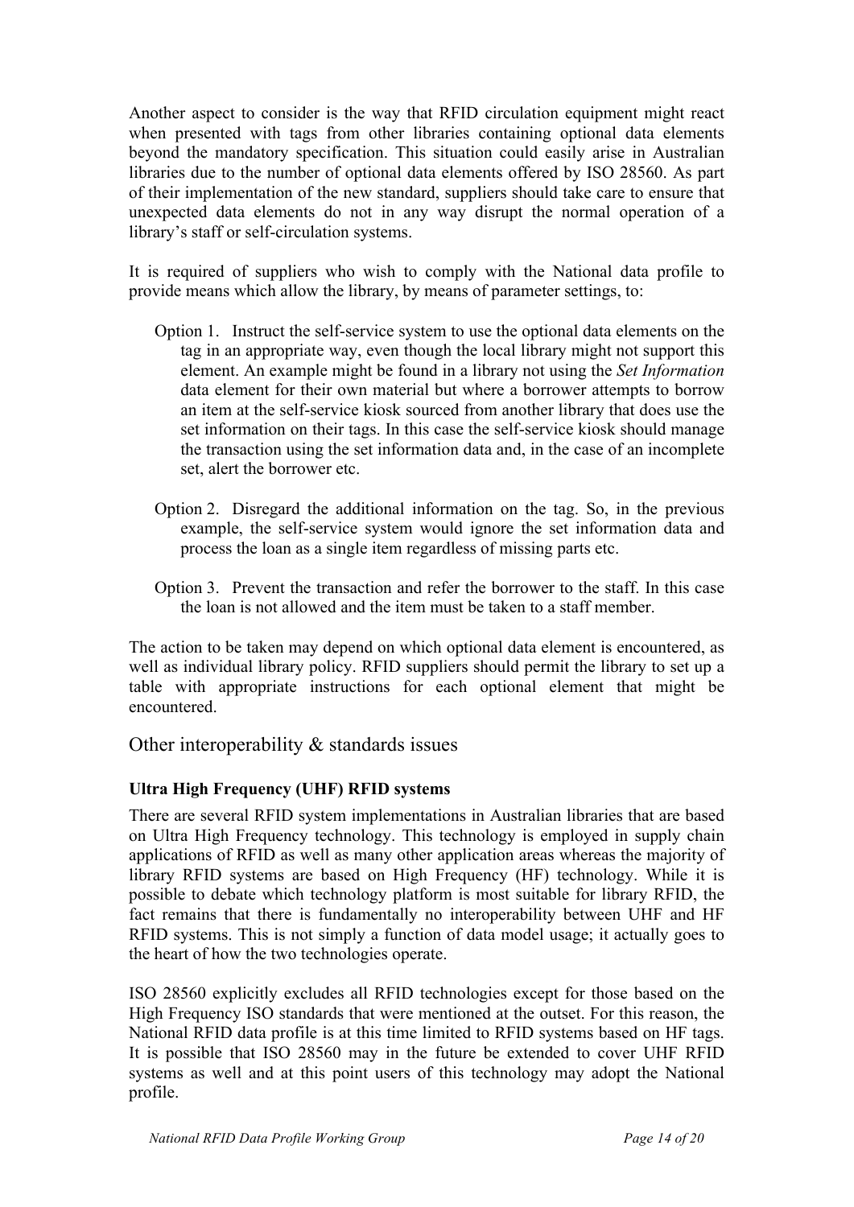Another aspect to consider is the way that RFID circulation equipment might react when presented with tags from other libraries containing optional data elements beyond the mandatory specification. This situation could easily arise in Australian libraries due to the number of optional data elements offered by ISO 28560. As part of their implementation of the new standard, suppliers should take care to ensure that unexpected data elements do not in any way disrupt the normal operation of a library's staff or self-circulation systems.

It is required of suppliers who wish to comply with the National data profile to provide means which allow the library, by means of parameter settings, to:

Option 1. Instruct the self-service system to use the optional data elements on the tag in an appropriate way, even though the local library might not support this element. An example might be found in a library not using the *Set Information* data element for their own material but where a borrower attempts to borrow an item at the self-service kiosk sourced from another library that does use the set information on their tags. In this case the self-service kiosk should manage the transaction using the set information data and, in the case of an incomplete set, alert the borrower etc.

Option 2. Disregard the additional information on the tag. So, in the previous example, the self-service system would ignore the set information data and process the loan as a single item regardless of missing parts etc.

Option 3. Prevent the transaction and refer the borrower to the staff. In this case the loan is not allowed and the item must be taken to a staff member.

The action to be taken may depend on which optional data element is encountered, as well as individual library policy. RFID suppliers should permit the library to set up a table with appropriate instructions for each optional element that might be encountered.

## Other interoperability & standards issues

### Ultra High Frequency (UHF) RFID systems

There are several RFID system implementations in Australian libraries that are based on Ultra High Frequency technology. This technology is employed in supply chain applications of RFID as well as many other application areas whereas the majority of library RFID systems are based on High Frequency (HF) technology. While it is possible to debate which technology platform is most suitable for library RFID, the fact remains that there is fundamentally no interoperability between UHF and HF RFID systems. This is not simply a function of data model usage; it actually goes to the heart of how the two technologies operate.

ISO 28560 explicitly excludes all RFID technologies except for those based on the High Frequency ISO standards that were mentioned at the outset. For this reason, the National RFID data profile is at this time limited to RFID systems based on HF tags. It is possible that ISO 28560 may in the future be extended to cover UHF RFID systems as well and at this point users of this technology may adopt the National profile.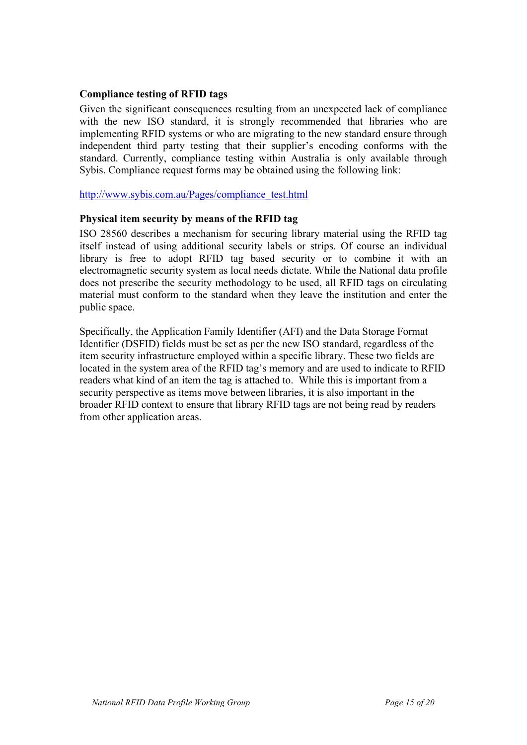**Compliance testing of RFID tags**

Given the significant consequences resulting from an unexpected lack of compliance with the new ISO standard, it is strongly recommended that libraries who are implementing RFID systems or who are migrating to the new standard ensure through independent third party testing that their supplier's encoding conforms with the standard. Currently, compliance testing within Australia is only available through Sybis. Compliance request forms may be obtained using the following link:

http://www.sybis.com.au/Pages/compliance_test.html

**Physical item security by means of the RFID tag**

ISO 28560 describes a mechanism for securing library material using the RFID tag itself instead of using additional security labels or strips. Of course an individual library is free to adopt RFID tag based security or to combine it with an electromagnetic security system as local needs dictate. While the National data profile does not prescribe the security methodology to be used, all RFID tags on circulating material must conform to the standard when they leave the institution and enter the public space.

Specifically, the Application Family Identifier (AFI) and the Data Storage Format Identifier (DSFID) fields must be set as per the new ISO standard, regardless of the item security infrastructure employed within a specific library. These two fields are located in the system area of the RFID tag's memory and are used to indicate to RFID readers what kind of an item the tag is attached to. While this is important from a security perspective as items move between libraries, it is also important in the broader RFID context to ensure that library RFID tags are not being read by readers from other application areas.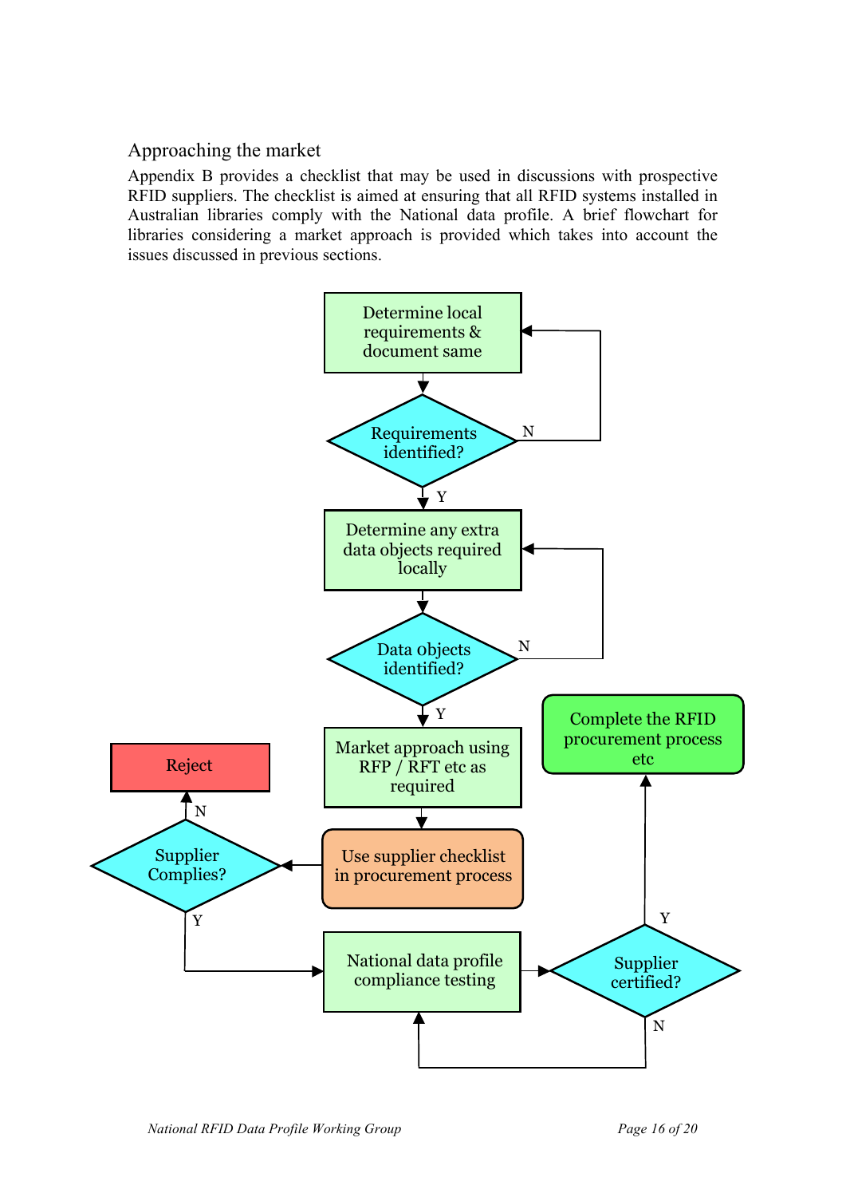## Approaching the market

Appendix B provides a checklist that may be used in discussions with prospective RFID suppliers. The checklist is aimed at ensuring that all RFID systems installed in Australian libraries comply with the National data profile. A brief flowchart for libraries considering a market approach is provided which takes into account the issues discussed in previous sections.

Determine local requirements & document same

Requirements identified?

N

Y

Determine any extra data objects required locally

Data objects identified?

N

Y

Market approach using RFP / RFT etc as required

Complete the RFID procurement process etc

Reject

N

Supplier Complies?

Use supplier checklist in procurement process

Y

Y

National data profile compliance testing

Supplier certified?

N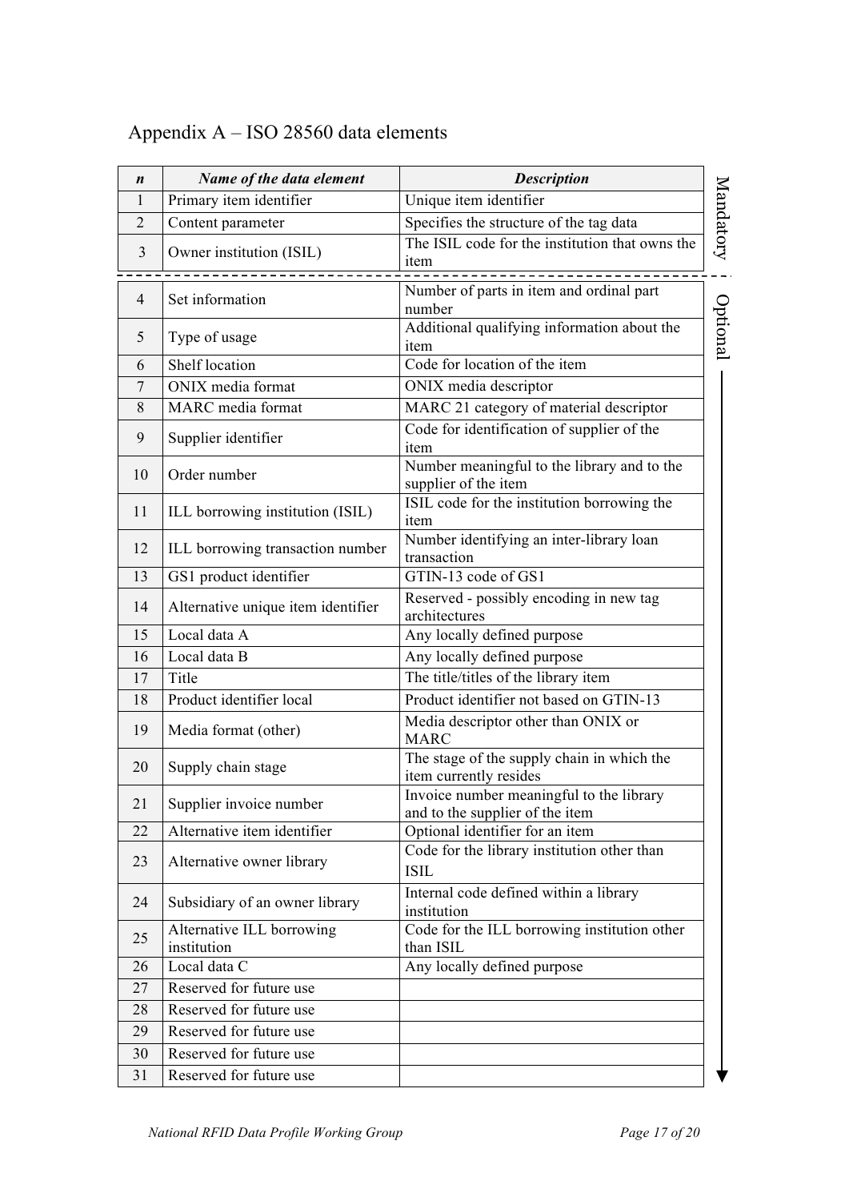# Appendix A – ISO 28560 data elements

| n | Name of the data element | Description | |
|---|---|---|---|
| 1 | Primary item identifier | Unique item identifier | Mandatory |
| 2 | Content parameter | Specifies the structure of the tag data | Mandatory |
| 3 | Owner institution (ISIL) | The ISIL code for the institution that owns the item | Mandatory |
| 4 | Set information | Number of parts in item and ordinal part number | Optional |
| 5 | Type of usage | Additional qualifying information about the item | Optional |
| 6 | Shelf location | Code for location of the item | Optional |
| 7 | ONIX media format | ONIX media descriptor | Optional |
| 8 | MARC media format | MARC 21 category of material descriptor | Optional |
| 9 | Supplier identifier | Code for identification of supplier of the item | Optional |
| 10 | Order number | Number meaningful to the library and to the supplier of the item | Optional |
| 11 | ILL borrowing institution (ISIL) | ISIL code for the institution borrowing the item | Optional |
| 12 | ILL borrowing transaction number | Number identifying an inter-library loan transaction | Optional |
| 13 | GS1 product identifier | GTIN-13 code of GS1 | Optional |
| 14 | Alternative unique item identifier | Reserved - possibly encoding in new tag architectures | Optional |
| 15 | Local data A | Any locally defined purpose | Optional |
| 16 | Local data B | Any locally defined purpose | Optional |
| 17 | Title | The title/titles of the library item | Optional |
| 18 | Product identifier local | Product identifier not based on GTIN-13 | Optional |
| 19 | Media format (other) | Media descriptor other than ONIX or MARC | Optional |
| 20 | Supply chain stage | The stage of the supply chain in which the item currently resides | Optional |
| 21 | Supplier invoice number | Invoice number meaningful to the library and to the supplier of the item | Optional |
| 22 | Alternative item identifier | Optional identifier for an item | Optional |
| 23 | Alternative owner library | Code for the library institution other than ISIL | Optional |
| 24 | Subsidiary of an owner library | Internal code defined within a library institution | Optional |
| 25 | Alternative ILL borrowing institution | Code for the ILL borrowing institution other than ISIL | Optional |
| 26 | Local data C | Any locally defined purpose | Optional |
| 27 | Reserved for future use | | Optional |
| 28 | Reserved for future use | | Optional |
| 29 | Reserved for future use | | Optional |
| 30 | Reserved for future use | | Optional |
| 31 | Reserved for future use | | Optional |

*National RFID Data Profile Working Group*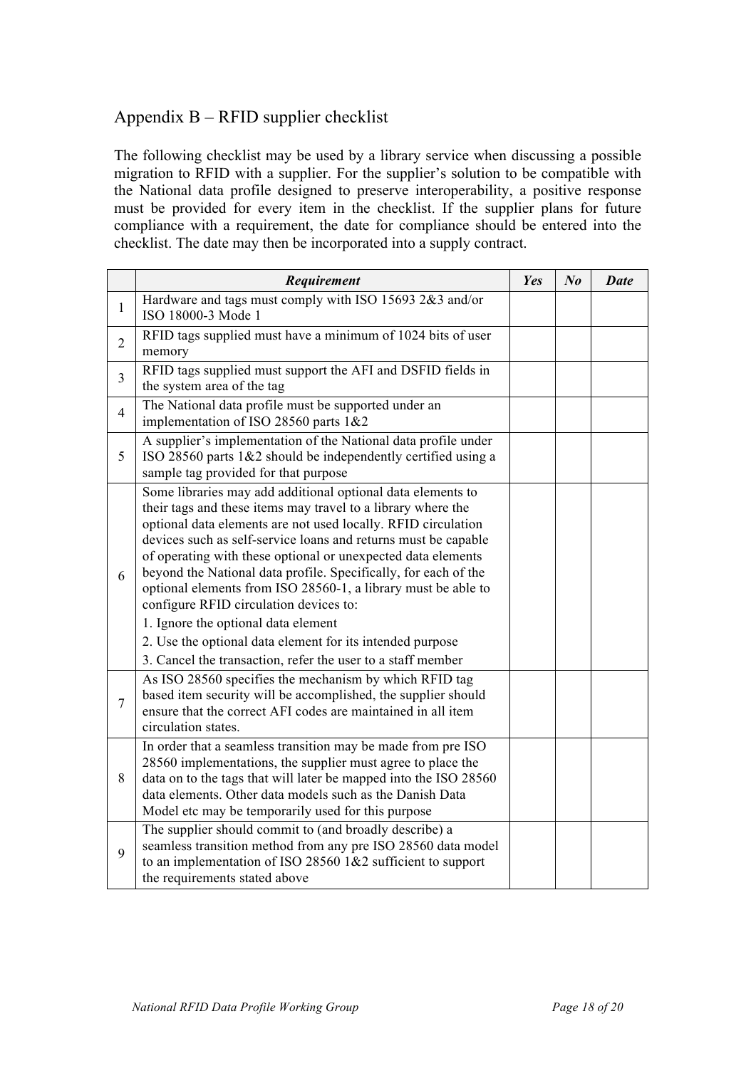## Appendix B – RFID supplier checklist

The following checklist may be used by a library service when discussing a possible migration to RFID with a supplier. For the supplier's solution to be compatible with the National data profile designed to preserve interoperability, a positive response must be provided for every item in the checklist. If the supplier plans for future compliance with a requirement, the date for compliance should be entered into the checklist. The date may then be incorporated into a supply contract.

| | ***Requirement*** | ***Yes*** | ***No*** | ***Date*** |
|---|---|---|---|---|
| 1 | Hardware and tags must comply with ISO 15693 2&3 and/or ISO 18000-3 Mode 1 | | | |
| 2 | RFID tags supplied must have a minimum of 1024 bits of user memory | | | |
| 3 | RFID tags supplied must support the AFI and DSFID fields in the system area of the tag | | | |
| 4 | The National data profile must be supported under an implementation of ISO 28560 parts 1&2 | | | |
| 5 | A supplier's implementation of the National data profile under ISO 28560 parts 1&2 should be independently certified using a sample tag provided for that purpose | | | |
| 6 | Some libraries may add additional optional data elements to their tags and these items may travel to a library where the optional data elements are not used locally. RFID circulation devices such as self-service loans and returns must be capable of operating with these optional or unexpected data elements beyond the National data profile. Specifically, for each of the optional elements from ISO 28560-1, a library must be able to configure RFID circulation devices to: <br>1. Ignore the optional data element <br>2. Use the optional data element for its intended purpose <br>3. Cancel the transaction, refer the user to a staff member | | | |
| 7 | As ISO 28560 specifies the mechanism by which RFID tag based item security will be accomplished, the supplier should ensure that the correct AFI codes are maintained in all item circulation states. | | | |
| 8 | In order that a seamless transition may be made from pre ISO 28560 implementations, the supplier must agree to place the data on to the tags that will later be mapped into the ISO 28560 data elements. Other data models such as the Danish Data Model etc may be temporarily used for this purpose | | | |
| 9 | The supplier should commit to (and broadly describe) a seamless transition method from any pre ISO 28560 data model to an implementation of ISO 28560 1&2 sufficient to support the requirements stated above | | | |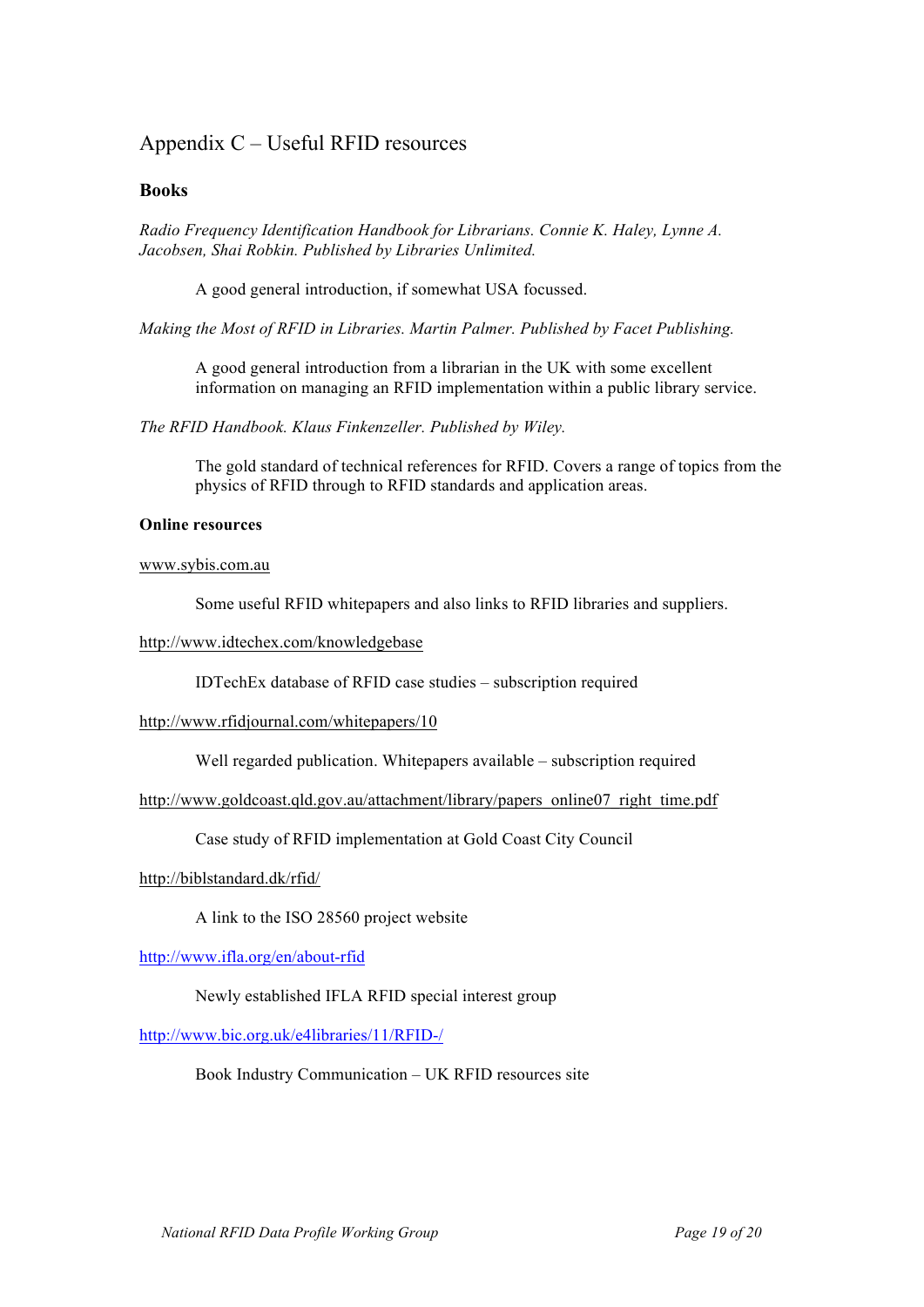# Appendix C – Useful RFID resources

**Books**

*Radio Frequency Identification Handbook for Librarians. Connie K. Haley, Lynne A. Jacobsen, Shai Robkin. Published by Libraries Unlimited.*

> A good general introduction, if somewhat USA focussed.

*Making the Most of RFID in Libraries. Martin Palmer. Published by Facet Publishing.*

> A good general introduction from a librarian in the UK with some excellent information on managing an RFID implementation within a public library service.

*The RFID Handbook. Klaus Finkenzeller. Published by Wiley.*

> The gold standard of technical references for RFID. Covers a range of topics from the physics of RFID through to RFID standards and application areas.

**Online resources**

www.sybis.com.au

> Some useful RFID whitepapers and also links to RFID libraries and suppliers.

http://www.idtechex.com/knowledgebase

> IDTechEx database of RFID case studies – subscription required

http://www.rfidjournal.com/whitepapers/10

> Well regarded publication. Whitepapers available – subscription required

http://www.goldcoast.qld.gov.au/attachment/library/papers_online07_right_time.pdf

> Case study of RFID implementation at Gold Coast City Council

http://biblstandard.dk/rfid/

> A link to the ISO 28560 project website

http://www.ifla.org/en/about-rfid

> Newly established IFLA RFID special interest group

http://www.bic.org.uk/e4libraries/11/RFID-/

> Book Industry Communication – UK RFID resources site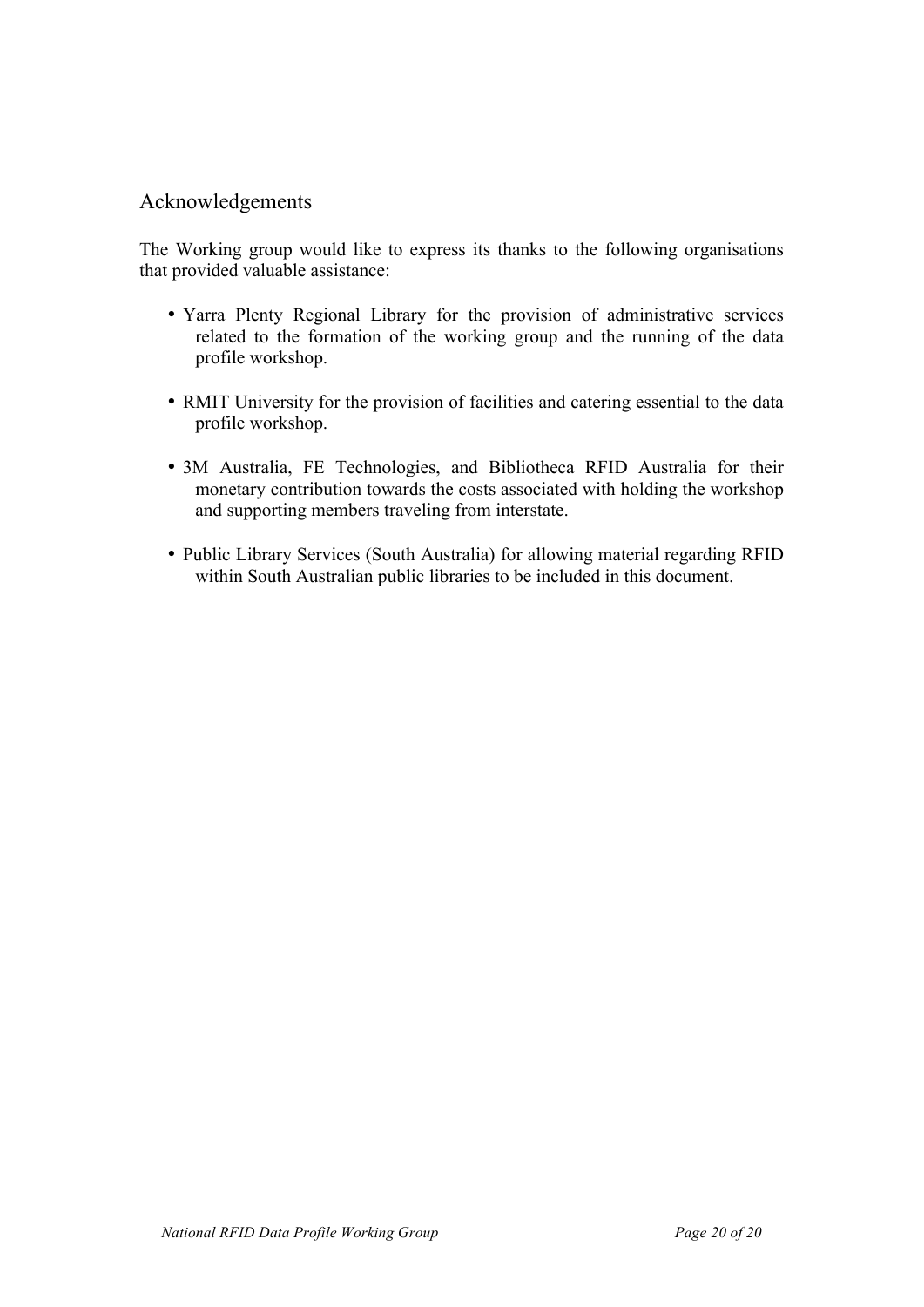## Acknowledgements

The Working group would like to express its thanks to the following organisations that provided valuable assistance:

- Yarra Plenty Regional Library for the provision of administrative services related to the formation of the working group and the running of the data profile workshop.
- RMIT University for the provision of facilities and catering essential to the data profile workshop.
- 3M Australia, FE Technologies, and Bibliotheca RFID Australia for their monetary contribution towards the costs associated with holding the workshop and supporting members traveling from interstate.
- Public Library Services (South Australia) for allowing material regarding RFID within South Australian public libraries to be included in this document.